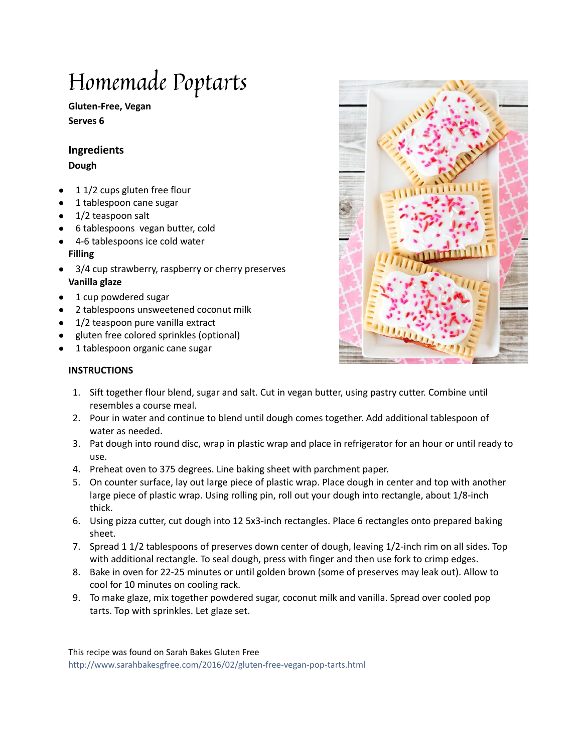# Homemade Poptarts

**Gluten-Free, Vegan**
**Serves 6**

## Ingredients

**Dough**

- 1 1/2 cups gluten free flour
- 1 tablespoon cane sugar
- 1/2 teaspoon salt
- 6 tablespoons vegan butter, cold
- 4-6 tablespoons ice cold water

**Filling**

- 3/4 cup strawberry, raspberry or cherry preserves

**Vanilla glaze**

- 1 cup powdered sugar
- 2 tablespoons unsweetened coconut milk
- 1/2 teaspoon pure vanilla extract
- gluten free colored sprinkles (optional)
- 1 tablespoon organic cane sugar

**INSTRUCTIONS**

1. Sift together flour blend, sugar and salt. Cut in vegan butter, using pastry cutter. Combine until resembles a course meal.
2. Pour in water and continue to blend until dough comes together. Add additional tablespoon of water as needed.
3. Pat dough into round disc, wrap in plastic wrap and place in refrigerator for an hour or until ready to use.
4. Preheat oven to 375 degrees. Line baking sheet with parchment paper.
5. On counter surface, lay out large piece of plastic wrap. Place dough in center and top with another large piece of plastic wrap. Using rolling pin, roll out your dough into rectangle, about 1/8-inch thick.
6. Using pizza cutter, cut dough into 12 5x3-inch rectangles. Place 6 rectangles onto prepared baking sheet.
7. Spread 1 1/2 tablespoons of preserves down center of dough, leaving 1/2-inch rim on all sides. Top with additional rectangle. To seal dough, press with finger and then use fork to crimp edges.
8. Bake in oven for 22-25 minutes or until golden brown (some of preserves may leak out). Allow to cool for 10 minutes on cooling rack.
9. To make glaze, mix together powdered sugar, coconut milk and vanilla. Spread over cooled pop tarts. Top with sprinkles. Let glaze set.

This recipe was found on Sarah Bakes Gluten Free
http://www.sarahbakesgfree.com/2016/02/gluten-free-vegan-pop-tarts.html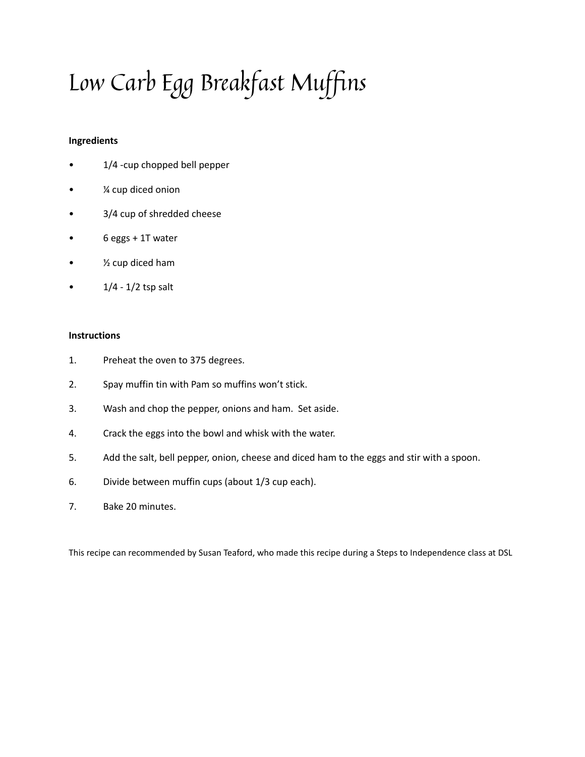# Low Carb Egg Breakfast Muffins

**Ingredients**

- 1/4 -cup chopped bell pepper
- ¼ cup diced onion
- 3/4 cup of shredded cheese
- 6 eggs + 1T water
- ½ cup diced ham
- 1/4 - 1/2 tsp salt

**Instructions**

1. Preheat the oven to 375 degrees.
2. Spay muffin tin with Pam so muffins won't stick.
3. Wash and chop the pepper, onions and ham. Set aside.
4. Crack the eggs into the bowl and whisk with the water.
5. Add the salt, bell pepper, onion, cheese and diced ham to the eggs and stir with a spoon.
6. Divide between muffin cups (about 1/3 cup each).
7. Bake 20 minutes.

This recipe can recommended by Susan Teaford, who made this recipe during a Steps to Independence class at DSL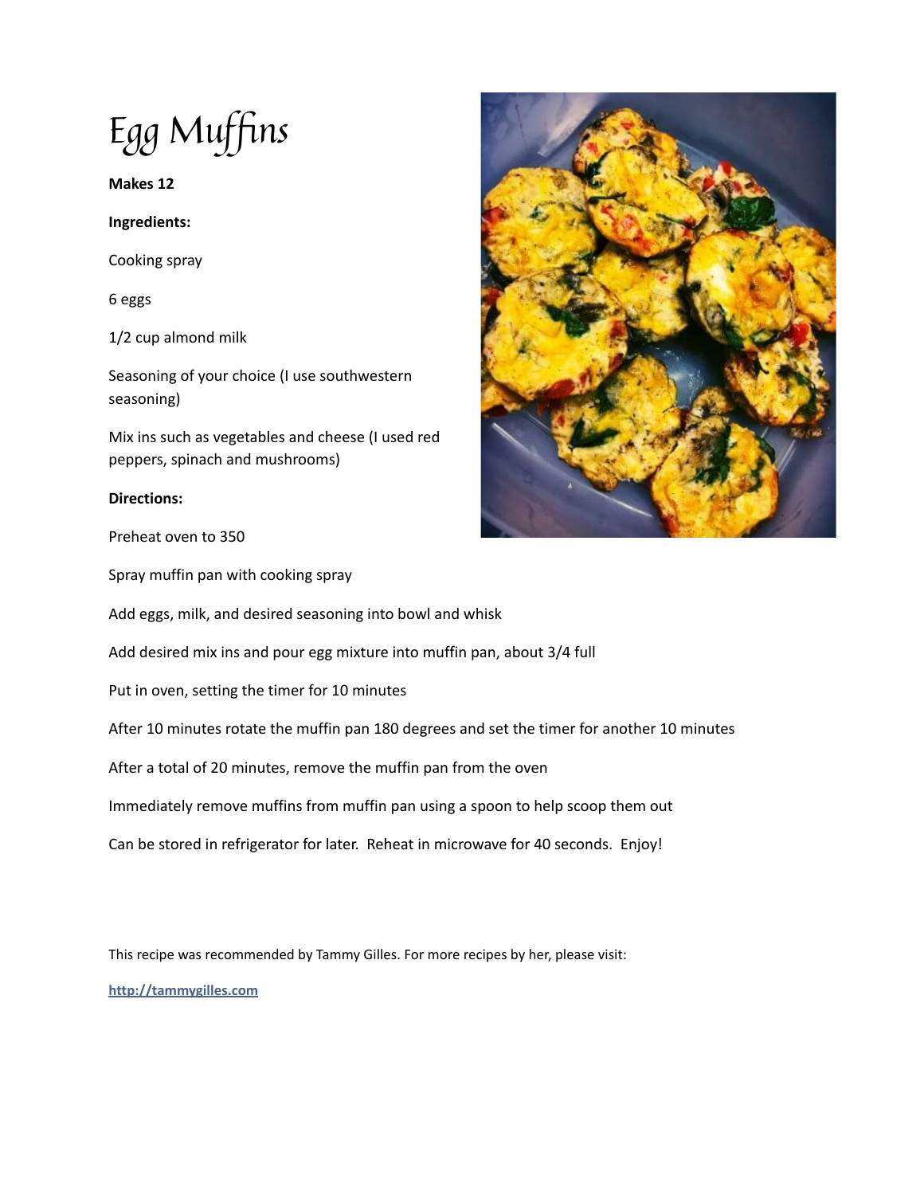# Egg Muffins

**Makes 12**

**Ingredients:**

Cooking spray

6 eggs

1/2 cup almond milk

Seasoning of your choice (I use southwestern seasoning)

Mix ins such as vegetables and cheese (I used red peppers, spinach and mushrooms)

**Directions:**

Preheat oven to 350

Spray muffin pan with cooking spray

Add eggs, milk, and desired seasoning into bowl and whisk

Add desired mix ins and pour egg mixture into muffin pan, about 3/4 full

Put in oven, setting the timer for 10 minutes

After 10 minutes rotate the muffin pan 180 degrees and set the timer for another 10 minutes

After a total of 20 minutes, remove the muffin pan from the oven

Immediately remove muffins from muffin pan using a spoon to help scoop them out

Can be stored in refrigerator for later. Reheat in microwave for 40 seconds. Enjoy!

This recipe was recommended by Tammy Gilles. For more recipes by her, please visit:

**http://tammygilles.com**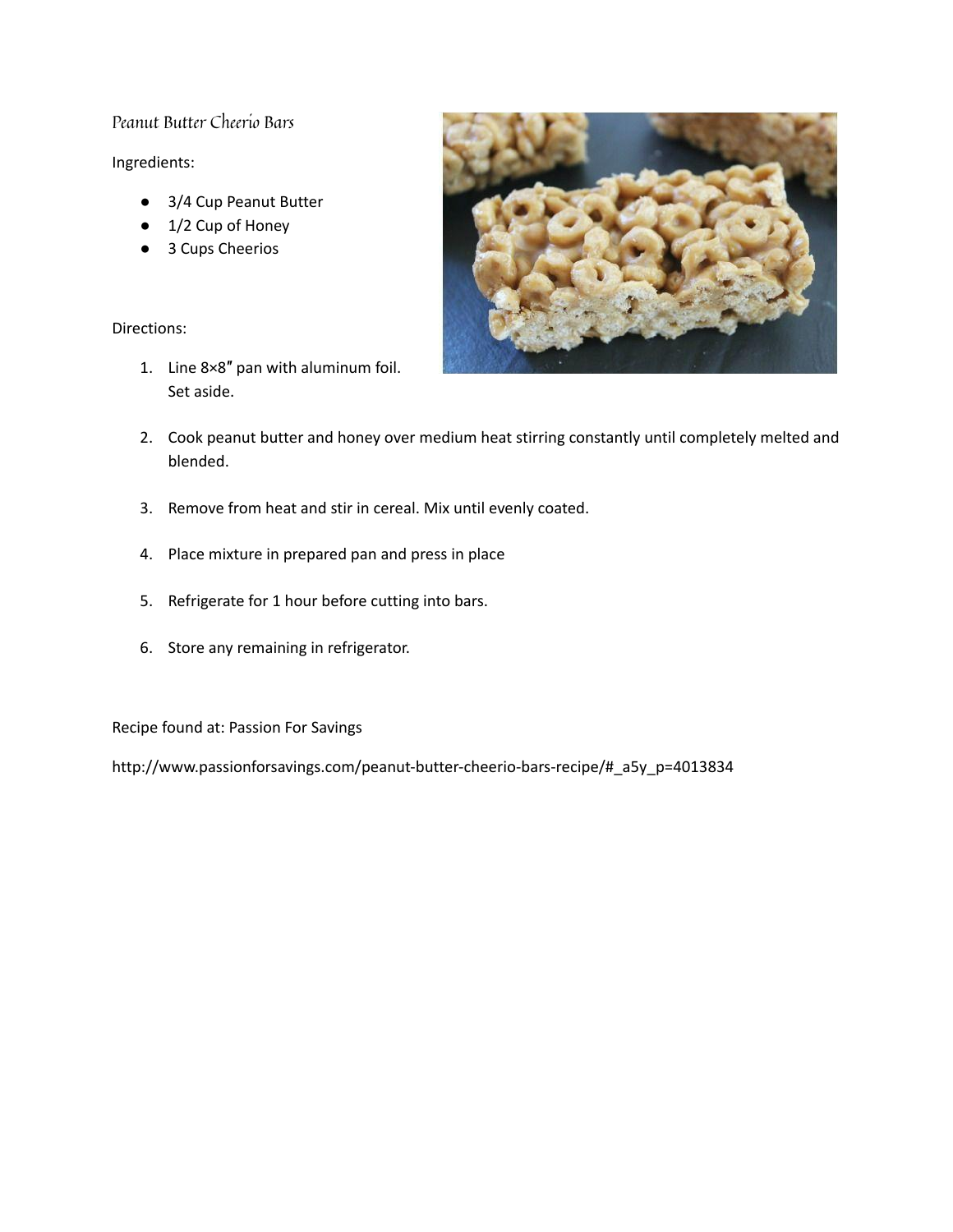## Peanut Butter Cheerio Bars

Ingredients:

- 3/4 Cup Peanut Butter
- 1/2 Cup of Honey
- 3 Cups Cheerios

Directions:

1. Line 8×8″ pan with aluminum foil. Set aside.
2. Cook peanut butter and honey over medium heat stirring constantly until completely melted and blended.
3. Remove from heat and stir in cereal. Mix until evenly coated.
4. Place mixture in prepared pan and press in place
5. Refrigerate for 1 hour before cutting into bars.
6. Store any remaining in refrigerator.

Recipe found at: Passion For Savings

http://www.passionforsavings.com/peanut-butter-cheerio-bars-recipe/#_a5y_p=4013834